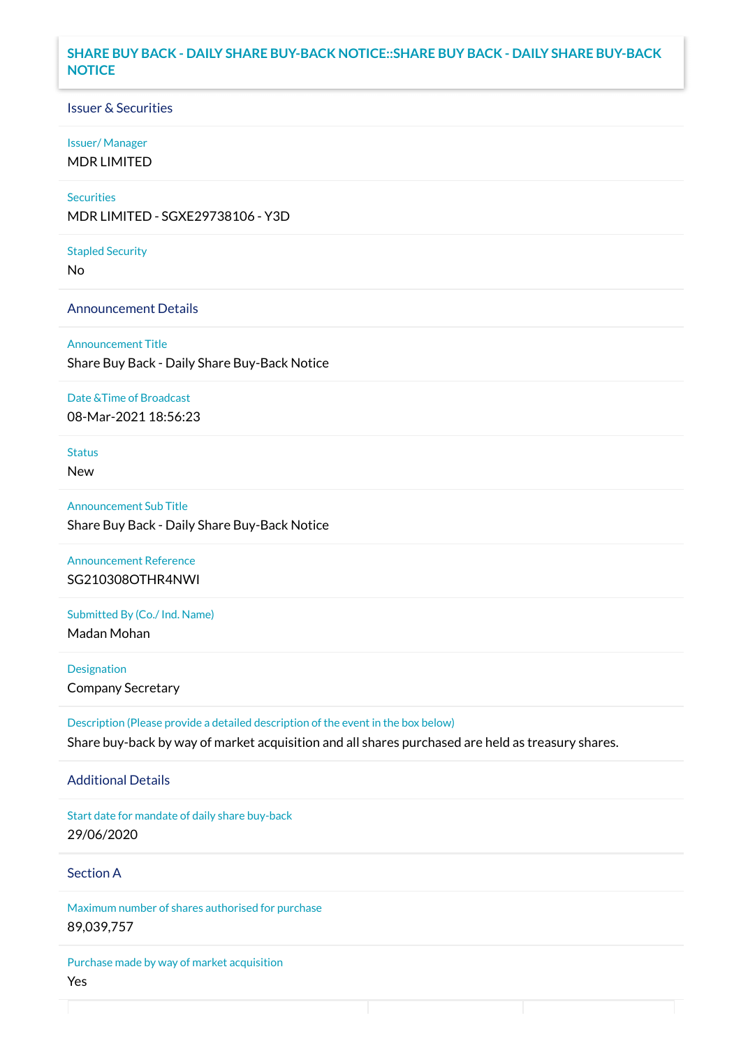# SHARE BUY BACK - DAILY SHARE BUY-BACK NOTICE::SHARE BUY BACK - DAILY SHARE BUY-BACK NOTICE

## Issuer & Securities

**Issuer/ Manager**

MDR LIMITED

**Securities**

MDR LIMITED - SGXE29738106 - Y3D

**Stapled Security**

No

## Announcement Details

**Announcement Title**

Share Buy Back - Daily Share Buy-Back Notice

**Date &Time of Broadcast**

08-Mar-2021 18:56:23

**Status**

New

**Announcement Sub Title**

Share Buy Back - Daily Share Buy-Back Notice

**Announcement Reference**

SG210308OTHR4NWI

**Submitted By (Co./ Ind. Name)**

Madan Mohan

**Designation**

Company Secretary

**Description (Please provide a detailed description of the event in the box below)**

Share buy-back by way of market acquisition and all shares purchased are held as treasury shares.

## Additional Details

**Start date for mandate of daily share buy-back**

29/06/2020

## Section A

**Maximum number of shares authorised for purchase**

89,039,757

**Purchase made by way of market acquisition**

Yes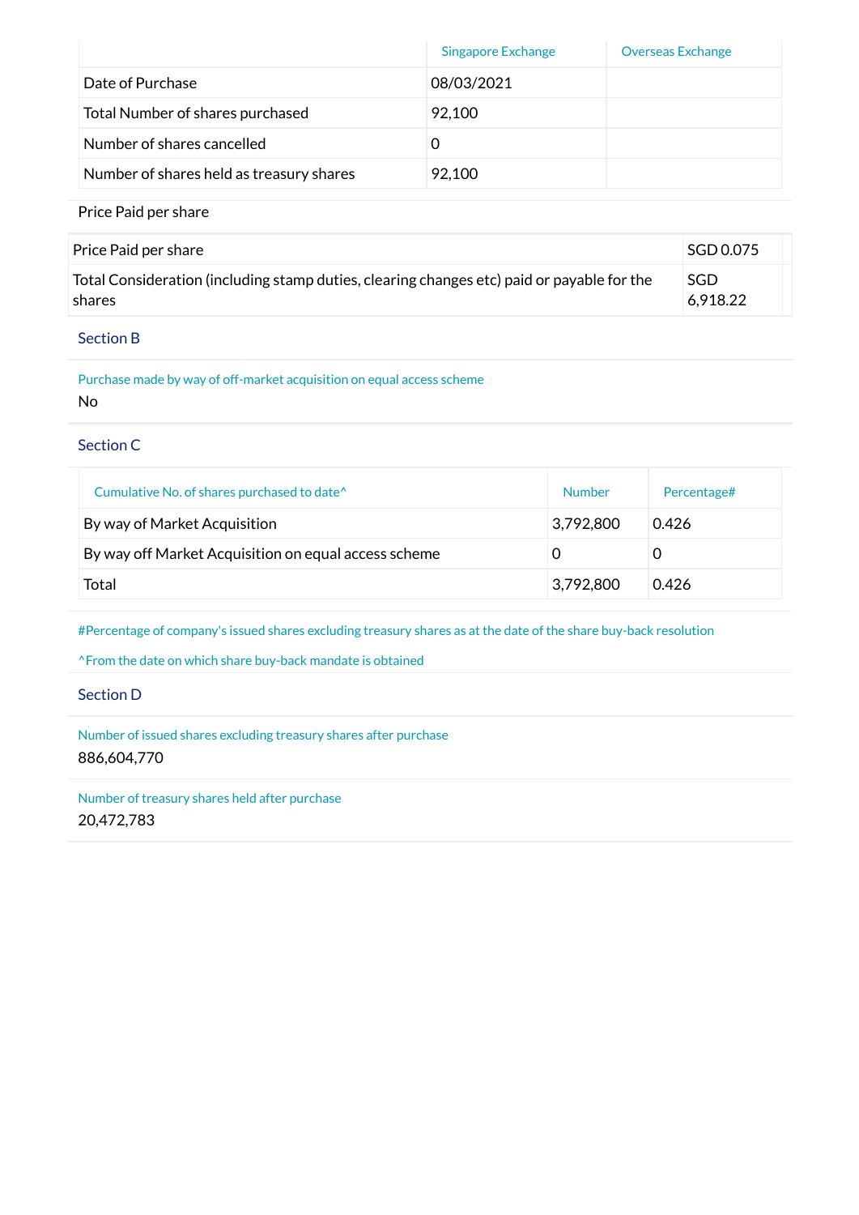| | Singapore Exchange | Overseas Exchange |
|---|---|---|
| Date of Purchase | 08/03/2021 | |
| Total Number of shares purchased | 92,100 | |
| Number of shares cancelled | 0 | |
| Number of shares held as treasury shares | 92,100 | |

Price Paid per share

| | |
|---|---|
| Price Paid per share | SGD 0.075 |
| Total Consideration (including stamp duties, clearing changes etc) paid or payable for the shares | SGD 6,918.22 |

## Section B

Purchase made by way of off-market acquisition on equal access scheme

No

## Section C

| Cumulative No. of shares purchased to date^ | Number | Percentage# |
|---|---|---|
| By way of Market Acquisition | 3,792,800 | 0.426 |
| By way off Market Acquisition on equal access scheme | 0 | 0 |
| Total | 3,792,800 | 0.426 |

#Percentage of company's issued shares excluding treasury shares as at the date of the share buy-back resolution

^From the date on which share buy-back mandate is obtained

## Section D

Number of issued shares excluding treasury shares after purchase

886,604,770

Number of treasury shares held after purchase

20,472,783